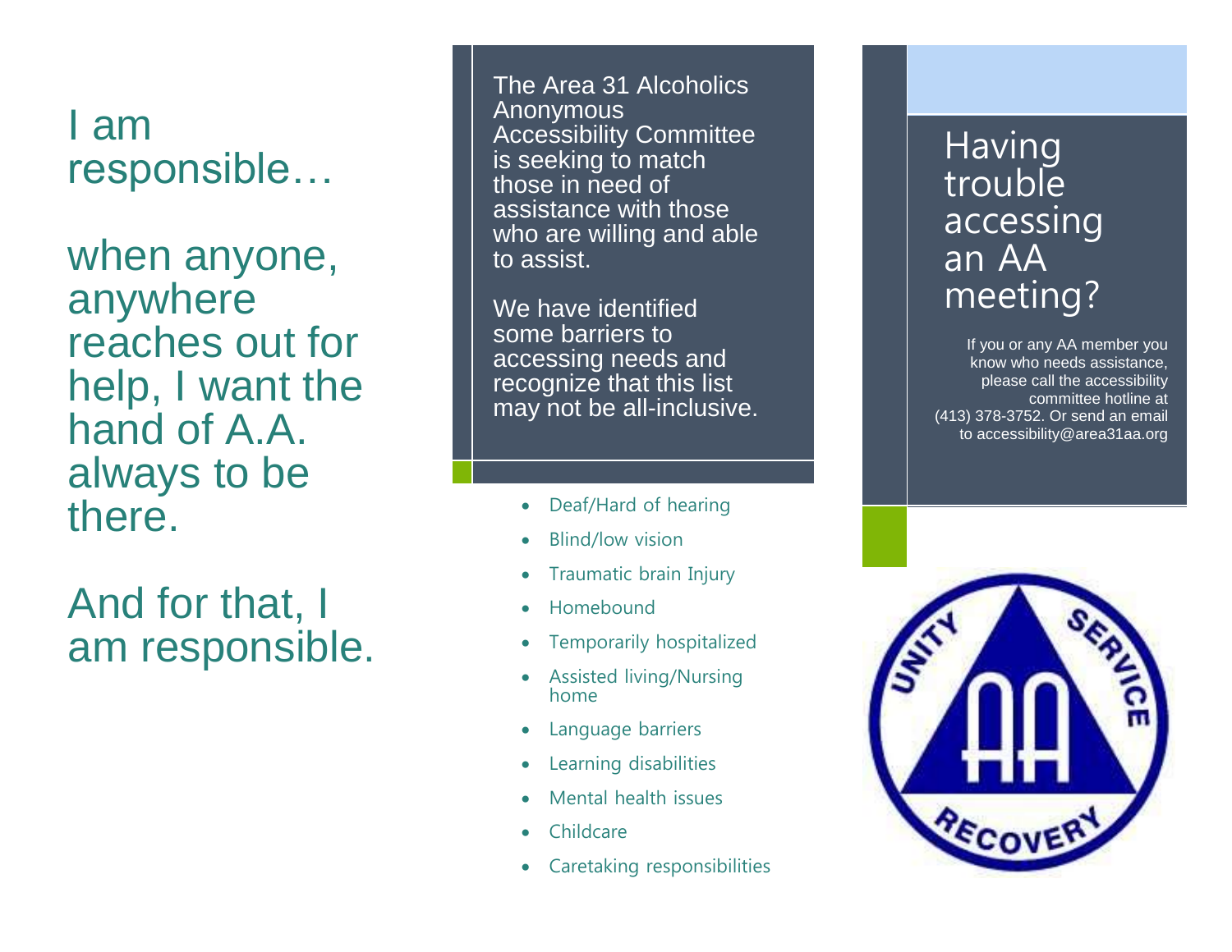I am responsible…

when anyone, anywhere reaches out for help, I want the hand of A.A. always to be there.

And for that, I am responsible.

The Area 31 Alcoholics Anonymous Accessibility Committee is seeking to match those in need of assistance with those who are willing and able to assist.

We have identified some barriers to accessing needs and recognize that this list may not be all-inclusive.

- Deaf/Hard of hearing
- Blind/low vision
- Traumatic brain Injury
- Homebound
- Temporarily hospitalized
- Assisted living/Nursing home
- Language barriers
- Learning disabilities
- Mental health issues
- Childcare
- Caretaking responsibilities

# Having trouble accessing an AA meeting?

If you or any AA member you know who needs assistance, please call the accessibility committee hotline at (413) 378-3752. Or send an email to accessibility@area31aa.org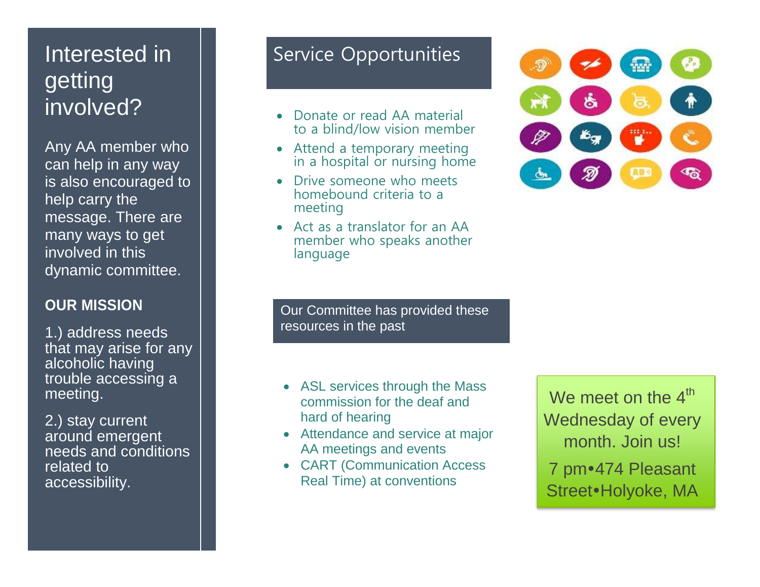# Interested in getting involved?

Any AA member who can help in any way is also encouraged to help carry the message. There are many ways to get involved in this dynamic committee.

**OUR MISSION**

1.) address needs that may arise for any alcoholic having trouble accessing a meeting.

2.) stay current around emergent needs and conditions related to accessibility.

## Service Opportunities

- Donate or read AA material to a blind/low vision member
- Attend a temporary meeting in a hospital or nursing home
- Drive someone who meets homebound criteria to a meeting
- Act as a translator for an AA member who speaks another language

## Our Committee has provided these resources in the past

- ASL services through the Mass commission for the deaf and hard of hearing
- Attendance and service at major AA meetings and events
- CART (Communication Access Real Time) at conventions

We meet on the 4th Wednesday of every month. Join us!

7 pm•474 Pleasant Street•Holyoke, MA